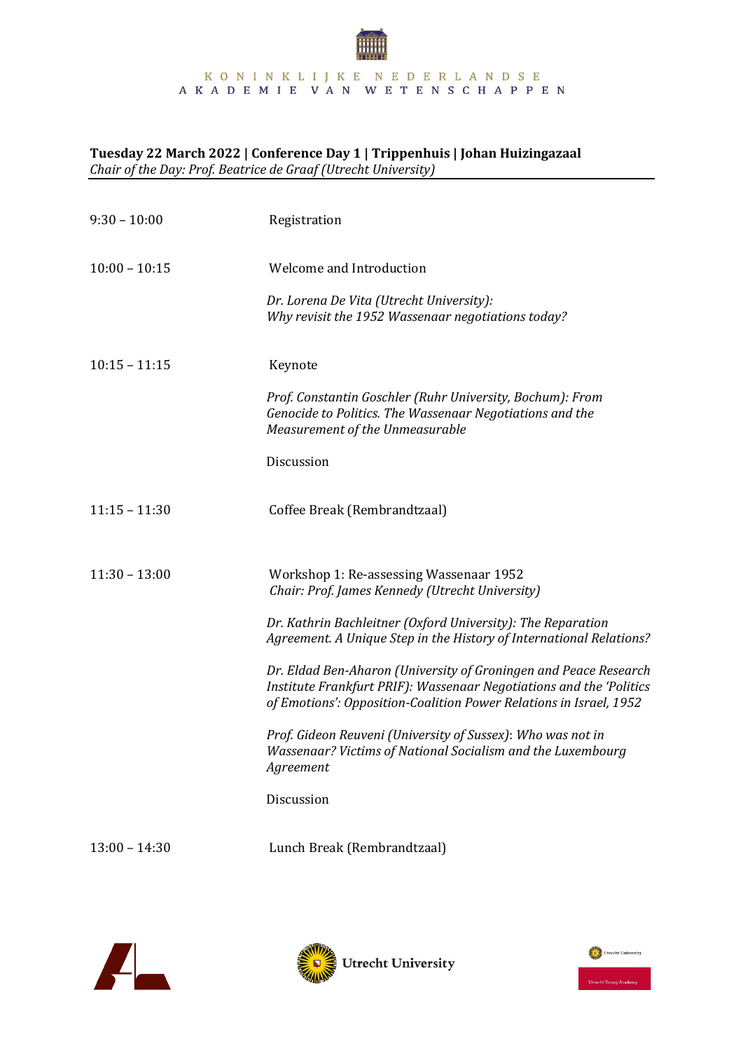KONINKLIJKE NEDERLANDSE AKADEMIE VAN WETENSCHAPPEN

**Tuesday 22 March 2022 | Conference Day 1 | Trippenhuis | Johan Huizingazaal**
*Chair of the Day: Prof. Beatrice de Graaf (Utrecht University)*

| | |
|---|---|
| 9:30 – 10:00 | Registration |
| 10:00 – 10:15 | Welcome and Introduction<br><br>*Dr. Lorena De Vita (Utrecht University): Why revisit the 1952 Wassenaar negotiations today?* |
| 10:15 – 11:15 | Keynote<br><br>*Prof. Constantin Goschler (Ruhr University, Bochum): From Genocide to Politics. The Wassenaar Negotiations and the Measurement of the Unmeasurable*<br><br>Discussion |
| 11:15 – 11:30 | Coffee Break (Rembrandtzaal) |
| 11:30 – 13:00 | Workshop 1: Re-assessing Wassenaar 1952<br>*Chair: Prof. James Kennedy (Utrecht University)*<br><br>*Dr. Kathrin Bachleitner (Oxford University): The Reparation Agreement. A Unique Step in the History of International Relations?*<br><br>*Dr. Eldad Ben-Aharon (University of Groningen and Peace Research Institute Frankfurt PRIF): Wassenaar Negotiations and the 'Politics of Emotions': Opposition-Coalition Power Relations in Israel, 1952*<br><br>*Prof. Gideon Reuveni (University of Sussex): Who was not in Wassenaar? Victims of National Socialism and the Luxembourg Agreement*<br><br>Discussion |
| 13:00 – 14:30 | Lunch Break (Rembrandtzaal) |

Utrecht University

Utrecht University
Utrecht Young Academy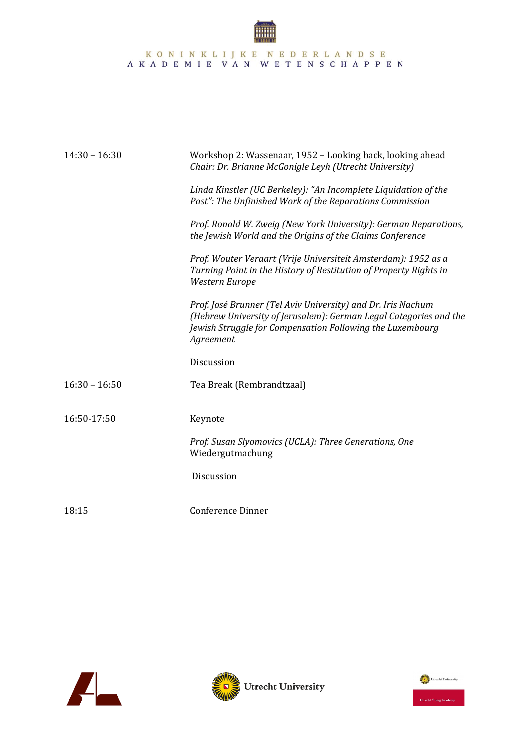| | |
|---|---|
| 14:30 – 16:30 | Workshop 2: Wassenaar, 1952 – Looking back, looking ahead<br>*Chair: Dr. Brianne McGonigle Leyh (Utrecht University)*<br><br>*Linda Kinstler (UC Berkeley): "An Incomplete Liquidation of the Past": The Unfinished Work of the Reparations Commission*<br><br>*Prof. Ronald W. Zweig (New York University): German Reparations, the Jewish World and the Origins of the Claims Conference*<br><br>*Prof. Wouter Veraart (Vrije Universiteit Amsterdam): 1952 as a Turning Point in the History of Restitution of Property Rights in Western Europe*<br><br>*Prof. José Brunner (Tel Aviv University) and Dr. Iris Nachum (Hebrew University of Jerusalem): German Legal Categories and the Jewish Struggle for Compensation Following the Luxembourg Agreement*<br><br>Discussion |
| 16:30 – 16:50 | Tea Break (Rembrandtzaal) |
| 16:50-17:50 | Keynote<br><br>*Prof. Susan Slyomovics (UCLA): Three Generations, One* Wiedergutmachung<br><br>Discussion |
| 18:15 | Conference Dinner |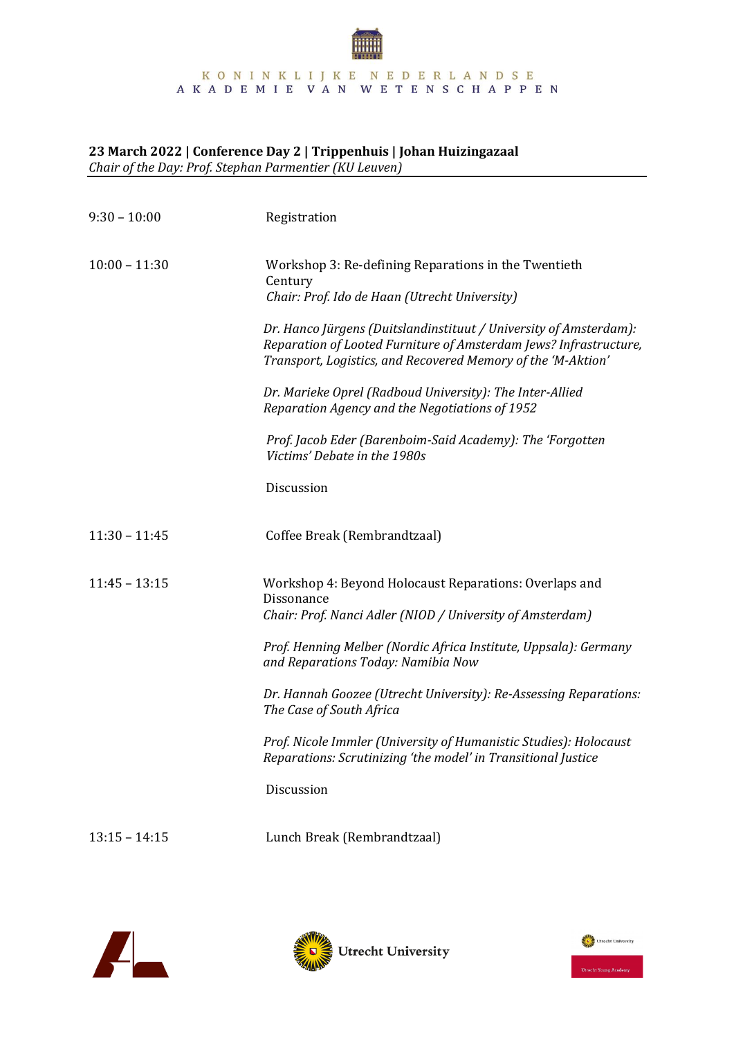KONINKLIJKE NEDERLANDSE AKADEMIE VAN WETENSCHAPPEN

**23 March 2022 | Conference Day 2 | Trippenhuis | Johan Huizingazaal**
*Chair of the Day: Prof. Stephan Parmentier (KU Leuven)*

9:30 – 10:00 Registration

10:00 – 11:30 Workshop 3: Re-defining Reparations in the Twentieth Century
*Chair: Prof. Ido de Haan (Utrecht University)*

*Dr. Hanco Jürgens (Duitslandinstituut / University of Amsterdam): Reparation of Looted Furniture of Amsterdam Jews? Infrastructure, Transport, Logistics, and Recovered Memory of the 'M-Aktion'*

*Dr. Marieke Oprel (Radboud University): The Inter-Allied Reparation Agency and the Negotiations of 1952*

*Prof. Jacob Eder (Barenboim-Said Academy): The 'Forgotten Victims' Debate in the 1980s*

Discussion

11:30 – 11:45 Coffee Break (Rembrandtzaal)

11:45 – 13:15 Workshop 4: Beyond Holocaust Reparations: Overlaps and Dissonance
*Chair: Prof. Nanci Adler (NIOD / University of Amsterdam)*

*Prof. Henning Melber (Nordic Africa Institute, Uppsala): Germany and Reparations Today: Namibia Now*

*Dr. Hannah Goozee (Utrecht University): Re-Assessing Reparations: The Case of South Africa*

*Prof. Nicole Immler (University of Humanistic Studies): Holocaust Reparations: Scrutinizing 'the model' in Transitional Justice*

Discussion

13:15 – 14:15 Lunch Break (Rembrandtzaal)

Utrecht University

Utrecht University
Utrecht Young Academy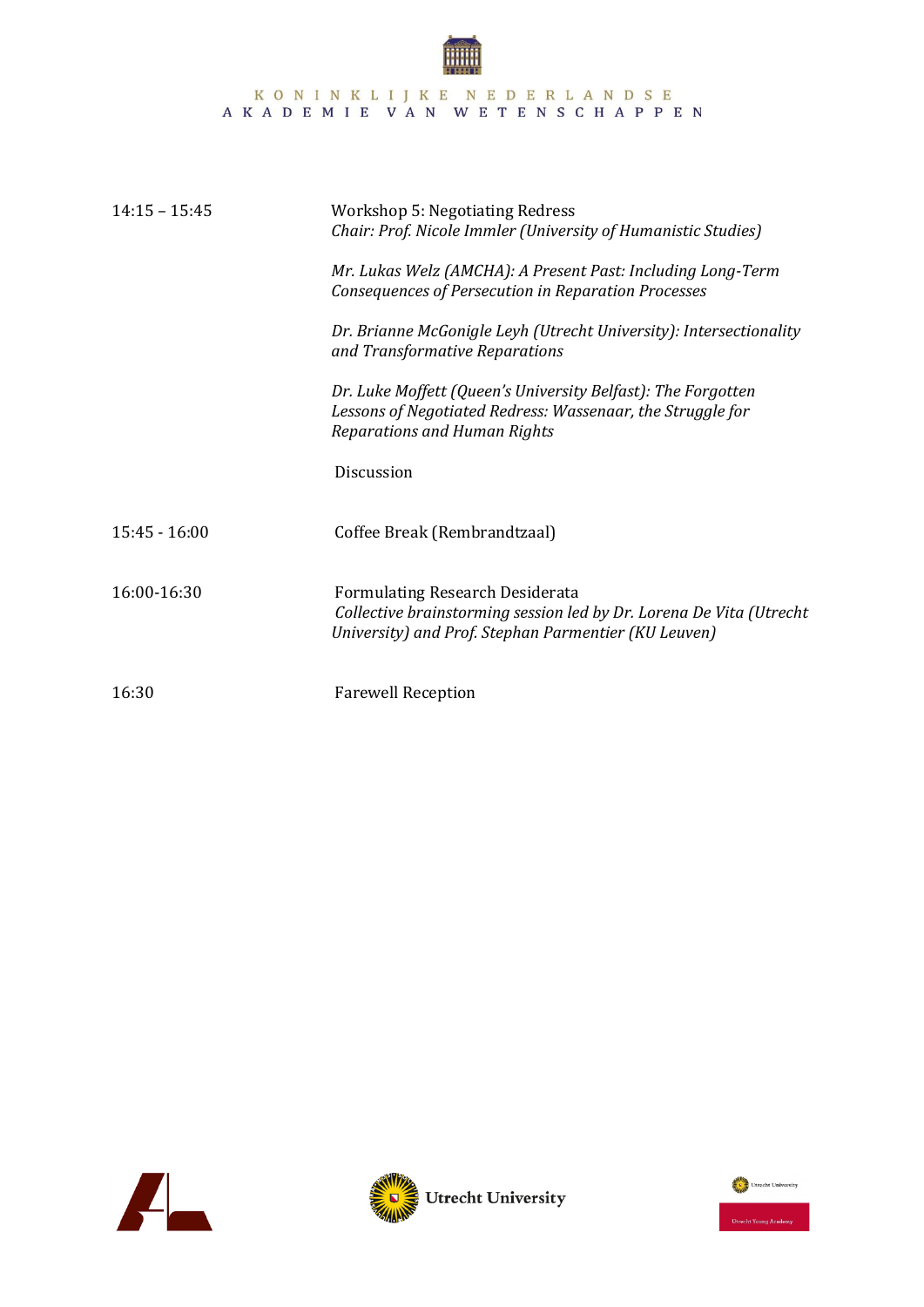| | |
|---|---|
| 14:15 – 15:45 | Workshop 5: Negotiating Redress<br>*Chair: Prof. Nicole Immler (University of Humanistic Studies)*<br><br>*Mr. Lukas Welz (AMCHA): A Present Past: Including Long-Term Consequences of Persecution in Reparation Processes*<br><br>*Dr. Brianne McGonigle Leyh (Utrecht University): Intersectionality and Transformative Reparations*<br><br>*Dr. Luke Moffett (Queen's University Belfast): The Forgotten Lessons of Negotiated Redress: Wassenaar, the Struggle for Reparations and Human Rights*<br><br>Discussion |
| 15:45 - 16:00 | Coffee Break (Rembrandtzaal) |
| 16:00-16:30 | Formulating Research Desiderata<br>*Collective brainstorming session led by Dr. Lorena De Vita (Utrecht University) and Prof. Stephan Parmentier (KU Leuven)* |
| 16:30 | Farewell Reception |